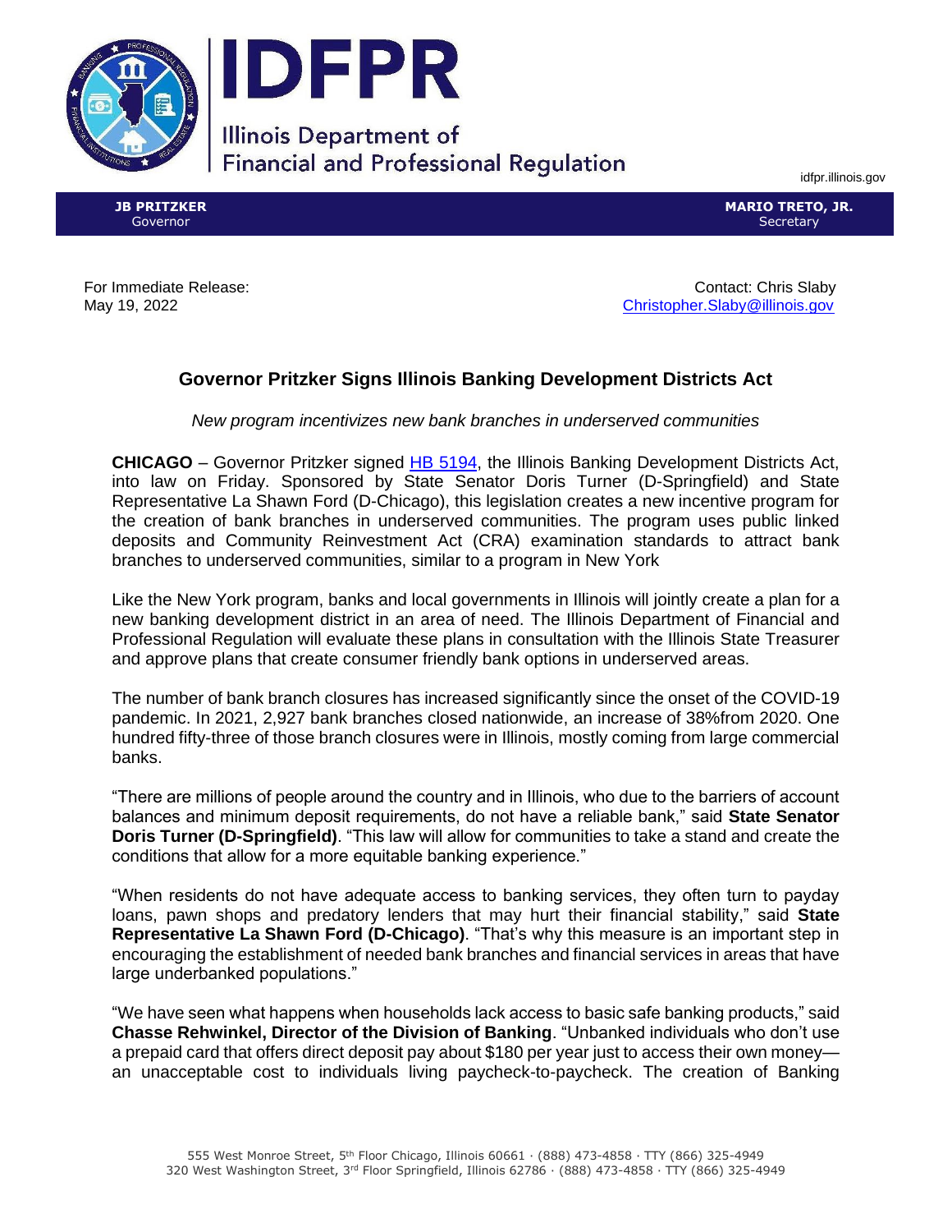IDFPR

Illinois Department of Financial and Professional Regulation

idfpr.illinois.gov

**JB PRITZKER**
Governor

**MARIO TRETO, JR.**
Secretary

For Immediate Release:
May 19, 2022

Contact: Chris Slaby
Christopher.Slaby@illinois.gov

## Governor Pritzker Signs Illinois Banking Development Districts Act

*New program incentivizes new bank branches in underserved communities*

**CHICAGO** – Governor Pritzker signed HB 5194, the Illinois Banking Development Districts Act, into law on Friday. Sponsored by State Senator Doris Turner (D-Springfield) and State Representative La Shawn Ford (D-Chicago), this legislation creates a new incentive program for the creation of bank branches in underserved communities. The program uses public linked deposits and Community Reinvestment Act (CRA) examination standards to attract bank branches to underserved communities, similar to a program in New York

Like the New York program, banks and local governments in Illinois will jointly create a plan for a new banking development district in an area of need. The Illinois Department of Financial and Professional Regulation will evaluate these plans in consultation with the Illinois State Treasurer and approve plans that create consumer friendly bank options in underserved areas.

The number of bank branch closures has increased significantly since the onset of the COVID-19 pandemic. In 2021, 2,927 bank branches closed nationwide, an increase of 38%from 2020. One hundred fifty-three of those branch closures were in Illinois, mostly coming from large commercial banks.

"There are millions of people around the country and in Illinois, who due to the barriers of account balances and minimum deposit requirements, do not have a reliable bank," said **State Senator Doris Turner (D-Springfield)**. "This law will allow for communities to take a stand and create the conditions that allow for a more equitable banking experience."

"When residents do not have adequate access to banking services, they often turn to payday loans, pawn shops and predatory lenders that may hurt their financial stability," said **State Representative La Shawn Ford (D-Chicago)**. "That's why this measure is an important step in encouraging the establishment of needed bank branches and financial services in areas that have large underbanked populations."

"We have seen what happens when households lack access to basic safe banking products," said **Chasse Rehwinkel, Director of the Division of Banking**. "Unbanked individuals who don't use a prepaid card that offers direct deposit pay about $180 per year just to access their own money—an unacceptable cost to individuals living paycheck-to-paycheck. The creation of Banking

555 West Monroe Street, 5th Floor Chicago, Illinois 60661 · (888) 473-4858 · TTY (866) 325-4949
320 West Washington Street, 3rd Floor Springfield, Illinois 62786 · (888) 473-4858 · TTY (866) 325-4949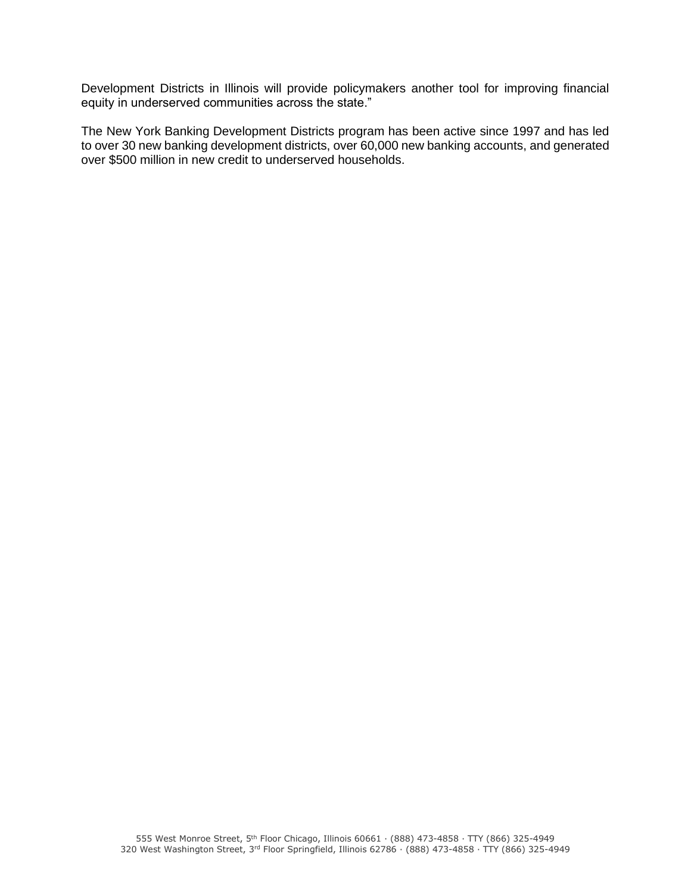Development Districts in Illinois will provide policymakers another tool for improving financial equity in underserved communities across the state."

The New York Banking Development Districts program has been active since 1997 and has led to over 30 new banking development districts, over 60,000 new banking accounts, and generated over $500 million in new credit to underserved households.